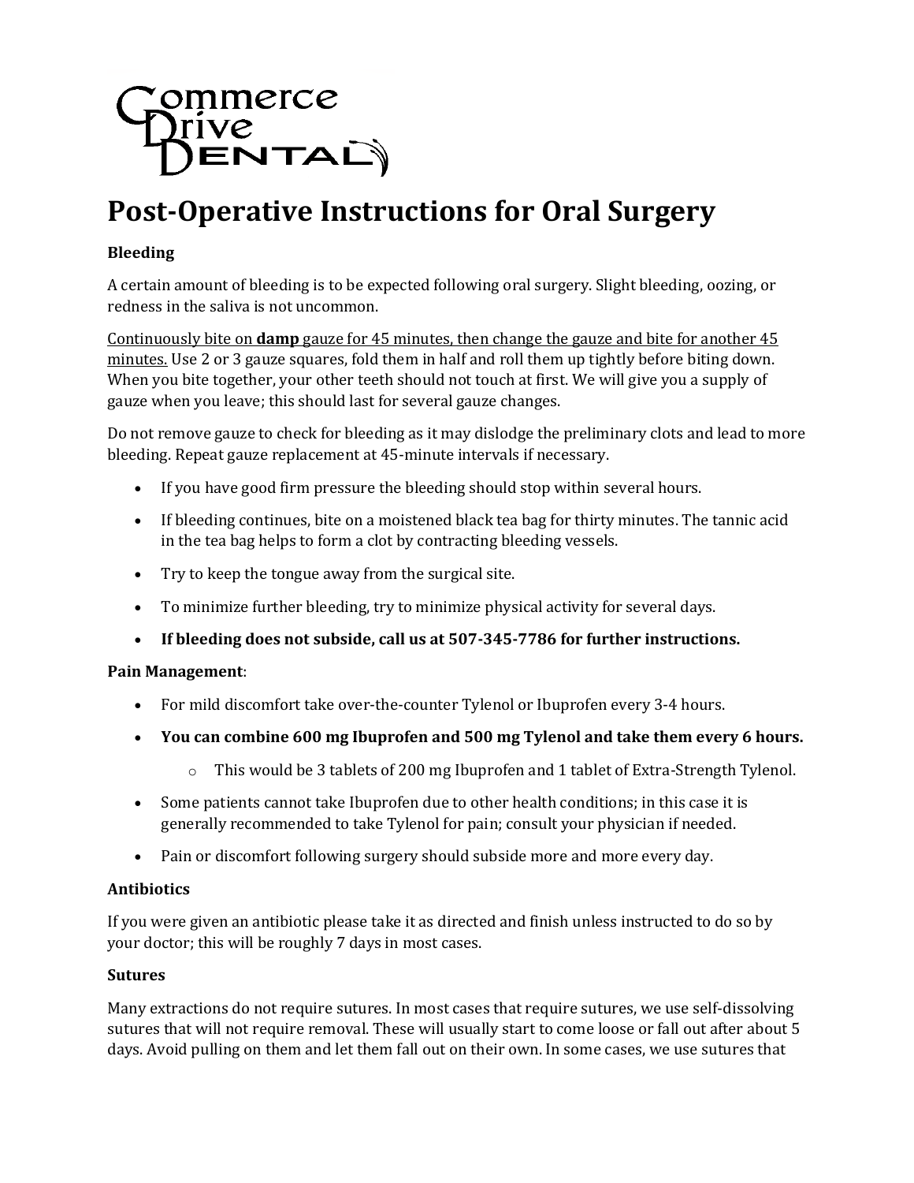Commerce Drive Dental

# Post-Operative Instructions for Oral Surgery

**Bleeding**

A certain amount of bleeding is to be expected following oral surgery. Slight bleeding, oozing, or redness in the saliva is not uncommon.

<u>Continuously bite on **damp** gauze for 45 minutes, then change the gauze and bite for another 45 minutes.</u> Use 2 or 3 gauze squares, fold them in half and roll them up tightly before biting down. When you bite together, your other teeth should not touch at first. We will give you a supply of gauze when you leave; this should last for several gauze changes.

Do not remove gauze to check for bleeding as it may dislodge the preliminary clots and lead to more bleeding. Repeat gauze replacement at 45-minute intervals if necessary.

- If you have good firm pressure the bleeding should stop within several hours.
- If bleeding continues, bite on a moistened black tea bag for thirty minutes. The tannic acid in the tea bag helps to form a clot by contracting bleeding vessels.
- Try to keep the tongue away from the surgical site.
- To minimize further bleeding, try to minimize physical activity for several days.
- **If bleeding does not subside, call us at 507-345-7786 for further instructions.**

**Pain Management**:

- For mild discomfort take over-the-counter Tylenol or Ibuprofen every 3-4 hours.
- **You can combine 600 mg Ibuprofen and 500 mg Tylenol and take them every 6 hours.**
  - This would be 3 tablets of 200 mg Ibuprofen and 1 tablet of Extra-Strength Tylenol.
- Some patients cannot take Ibuprofen due to other health conditions; in this case it is generally recommended to take Tylenol for pain; consult your physician if needed.
- Pain or discomfort following surgery should subside more and more every day.

**Antibiotics**

If you were given an antibiotic please take it as directed and finish unless instructed to do so by your doctor; this will be roughly 7 days in most cases.

**Sutures**

Many extractions do not require sutures. In most cases that require sutures, we use self-dissolving sutures that will not require removal. These will usually start to come loose or fall out after about 5 days. Avoid pulling on them and let them fall out on their own. In some cases, we use sutures that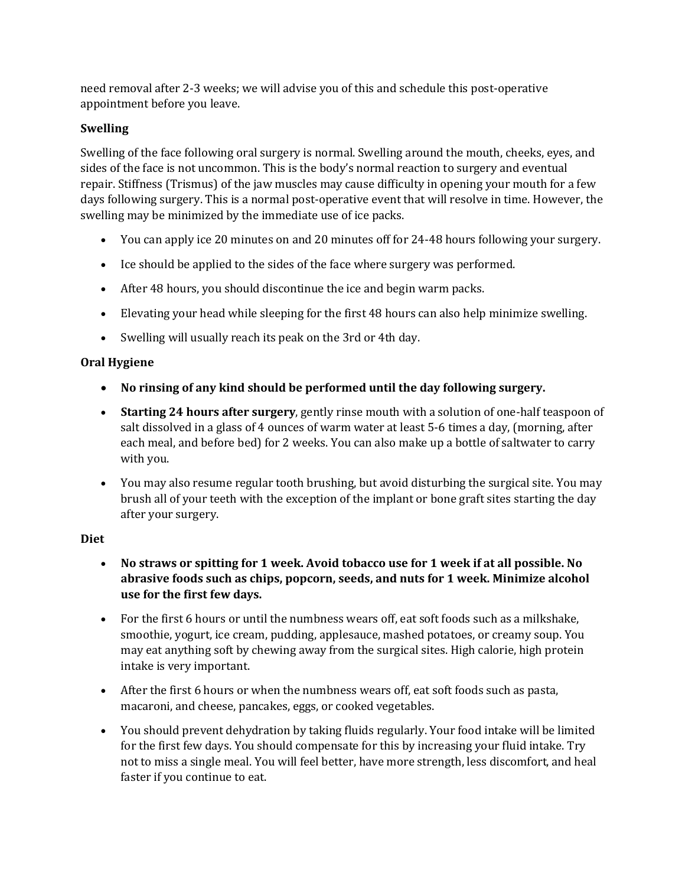need removal after 2-3 weeks; we will advise you of this and schedule this post-operative appointment before you leave.

**Swelling**

Swelling of the face following oral surgery is normal. Swelling around the mouth, cheeks, eyes, and sides of the face is not uncommon. This is the body's normal reaction to surgery and eventual repair. Stiffness (Trismus) of the jaw muscles may cause difficulty in opening your mouth for a few days following surgery. This is a normal post-operative event that will resolve in time. However, the swelling may be minimized by the immediate use of ice packs.

- You can apply ice 20 minutes on and 20 minutes off for 24-48 hours following your surgery.
- Ice should be applied to the sides of the face where surgery was performed.
- After 48 hours, you should discontinue the ice and begin warm packs.
- Elevating your head while sleeping for the first 48 hours can also help minimize swelling.
- Swelling will usually reach its peak on the 3rd or 4th day.

**Oral Hygiene**

- **No rinsing of any kind should be performed until the day following surgery.**
- **Starting 24 hours after surgery**, gently rinse mouth with a solution of one-half teaspoon of salt dissolved in a glass of 4 ounces of warm water at least 5-6 times a day, (morning, after each meal, and before bed) for 2 weeks. You can also make up a bottle of saltwater to carry with you.
- You may also resume regular tooth brushing, but avoid disturbing the surgical site. You may brush all of your teeth with the exception of the implant or bone graft sites starting the day after your surgery.

**Diet**

- **No straws or spitting for 1 week. Avoid tobacco use for 1 week if at all possible. No abrasive foods such as chips, popcorn, seeds, and nuts for 1 week. Minimize alcohol use for the first few days.**
- For the first 6 hours or until the numbness wears off, eat soft foods such as a milkshake, smoothie, yogurt, ice cream, pudding, applesauce, mashed potatoes, or creamy soup. You may eat anything soft by chewing away from the surgical sites. High calorie, high protein intake is very important.
- After the first 6 hours or when the numbness wears off, eat soft foods such as pasta, macaroni, and cheese, pancakes, eggs, or cooked vegetables.
- You should prevent dehydration by taking fluids regularly. Your food intake will be limited for the first few days. You should compensate for this by increasing your fluid intake. Try not to miss a single meal. You will feel better, have more strength, less discomfort, and heal faster if you continue to eat.